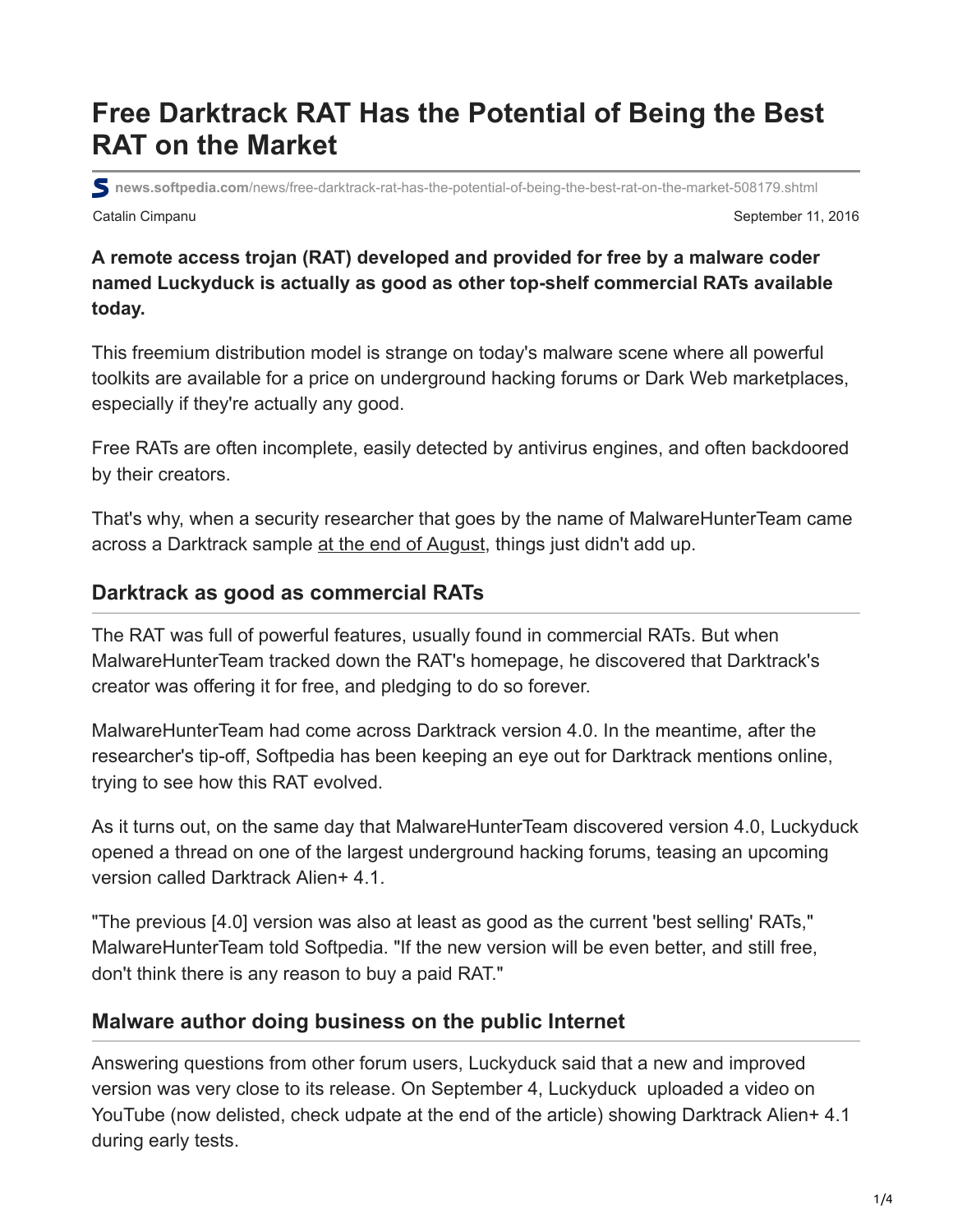# Free Darktrack RAT Has the Potential of Being the Best RAT on the Market

news.softpedia.com/news/free-darktrack-rat-has-the-potential-of-being-the-best-rat-on-the-market-508179.shtml

Catalin Cimpanu

September 11, 2016

**A remote access trojan (RAT) developed and provided for free by a malware coder named Luckyduck is actually as good as other top-shelf commercial RATs available today.**

This freemium distribution model is strange on today's malware scene where all powerful toolkits are available for a price on underground hacking forums or Dark Web marketplaces, especially if they're actually any good.

Free RATs are often incomplete, easily detected by antivirus engines, and often backdoored by their creators.

That's why, when a security researcher that goes by the name of MalwareHunterTeam came across a Darktrack sample at the end of August, things just didn't add up.

## Darktrack as good as commercial RATs

The RAT was full of powerful features, usually found in commercial RATs. But when MalwareHunterTeam tracked down the RAT's homepage, he discovered that Darktrack's creator was offering it for free, and pledging to do so forever.

MalwareHunterTeam had come across Darktrack version 4.0. In the meantime, after the researcher's tip-off, Softpedia has been keeping an eye out for Darktrack mentions online, trying to see how this RAT evolved.

As it turns out, on the same day that MalwareHunterTeam discovered version 4.0, Luckyduck opened a thread on one of the largest underground hacking forums, teasing an upcoming version called Darktrack Alien+ 4.1.

"The previous [4.0] version was also at least as good as the current 'best selling' RATs," MalwareHunterTeam told Softpedia. "If the new version will be even better, and still free, don't think there is any reason to buy a paid RAT."

## Malware author doing business on the public Internet

Answering questions from other forum users, Luckyduck said that a new and improved version was very close to its release. On September 4, Luckyduck uploaded a video on YouTube (now delisted, check udpate at the end of the article) showing Darktrack Alien+ 4.1 during early tests.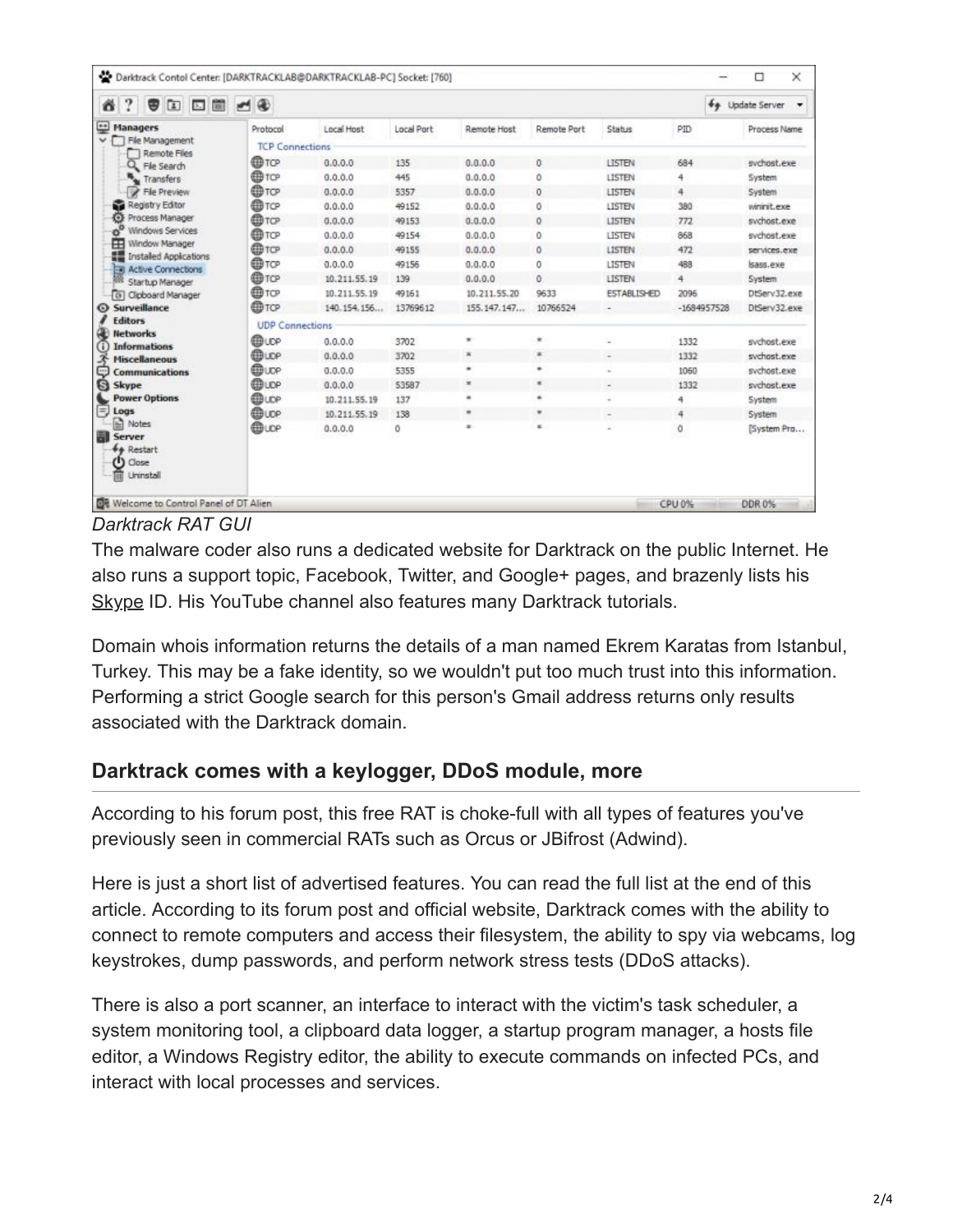*Darktrack RAT GUI*

The malware coder also runs a dedicated website for Darktrack on the public Internet. He also runs a support topic, Facebook, Twitter, and Google+ pages, and brazenly lists his Skype ID. His YouTube channel also features many Darktrack tutorials.

Domain whois information returns the details of a man named Ekrem Karatas from Istanbul, Turkey. This may be a fake identity, so we wouldn't put too much trust into this information. Performing a strict Google search for this person's Gmail address returns only results associated with the Darktrack domain.

## Darktrack comes with a keylogger, DDoS module, more

According to his forum post, this free RAT is choke-full with all types of features you've previously seen in commercial RATs such as Orcus or JBifrost (Adwind).

Here is just a short list of advertised features. You can read the full list at the end of this article. According to its forum post and official website, Darktrack comes with the ability to connect to remote computers and access their filesystem, the ability to spy via webcams, log keystrokes, dump passwords, and perform network stress tests (DDoS attacks).

There is also a port scanner, an interface to interact with the victim's task scheduler, a system monitoring tool, a clipboard data logger, a startup program manager, a hosts file editor, a Windows Registry editor, the ability to execute commands on infected PCs, and interact with local processes and services.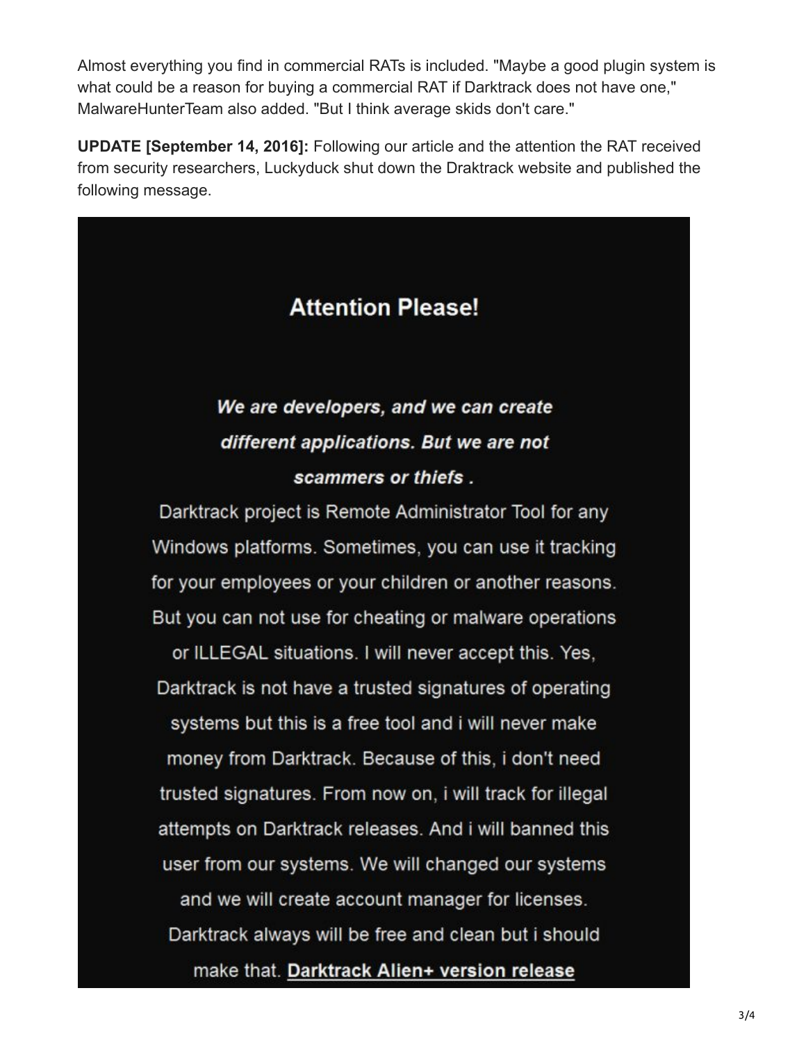Almost everything you find in commercial RATs is included. "Maybe a good plugin system is what could be a reason for buying a commercial RAT if Darktrack does not have one," MalwareHunterTeam also added. "But I think average skids don't care."

**UPDATE [September 14, 2016]:** Following our article and the attention the RAT received from security researchers, Luckyduck shut down the Draktrack website and published the following message.

## Attention Please!

***We are developers, and we can create different applications. But we are not scammers or thiefs .***

Darktrack project is Remote Administrator Tool for any Windows platforms. Sometimes, you can use it tracking for your employees or your children or another reasons. But you can not use for cheating or malware operations or ILLEGAL situations. I will never accept this. Yes, Darktrack is not have a trusted signatures of operating systems but this is a free tool and i will never make money from Darktrack. Because of this, i don't need trusted signatures. From now on, i will track for illegal attempts on Darktrack releases. And i will banned this user from our systems. We will changed our systems and we will create account manager for licenses. Darktrack always will be free and clean but i should make that. **Darktrack Alien+ version release**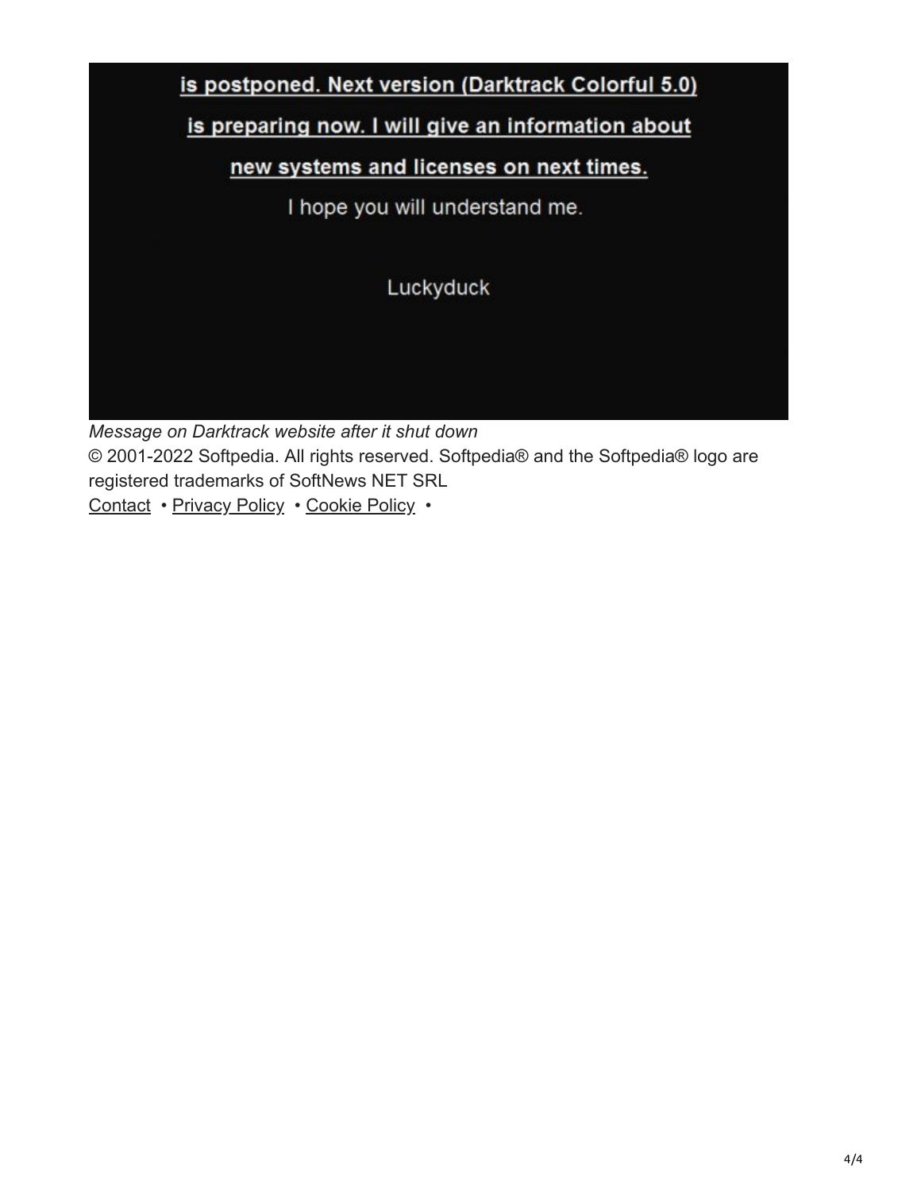is postponed. Next version (Darktrack Colorful 5.0) is preparing now. I will give an information about new systems and licenses on next times.

I hope you will understand me.

Luckyduck

*Message on Darktrack website after it shut down*

© 2001-2022 Softpedia. All rights reserved. Softpedia® and the Softpedia® logo are registered trademarks of SoftNews NET SRL

Contact • Privacy Policy • Cookie Policy •